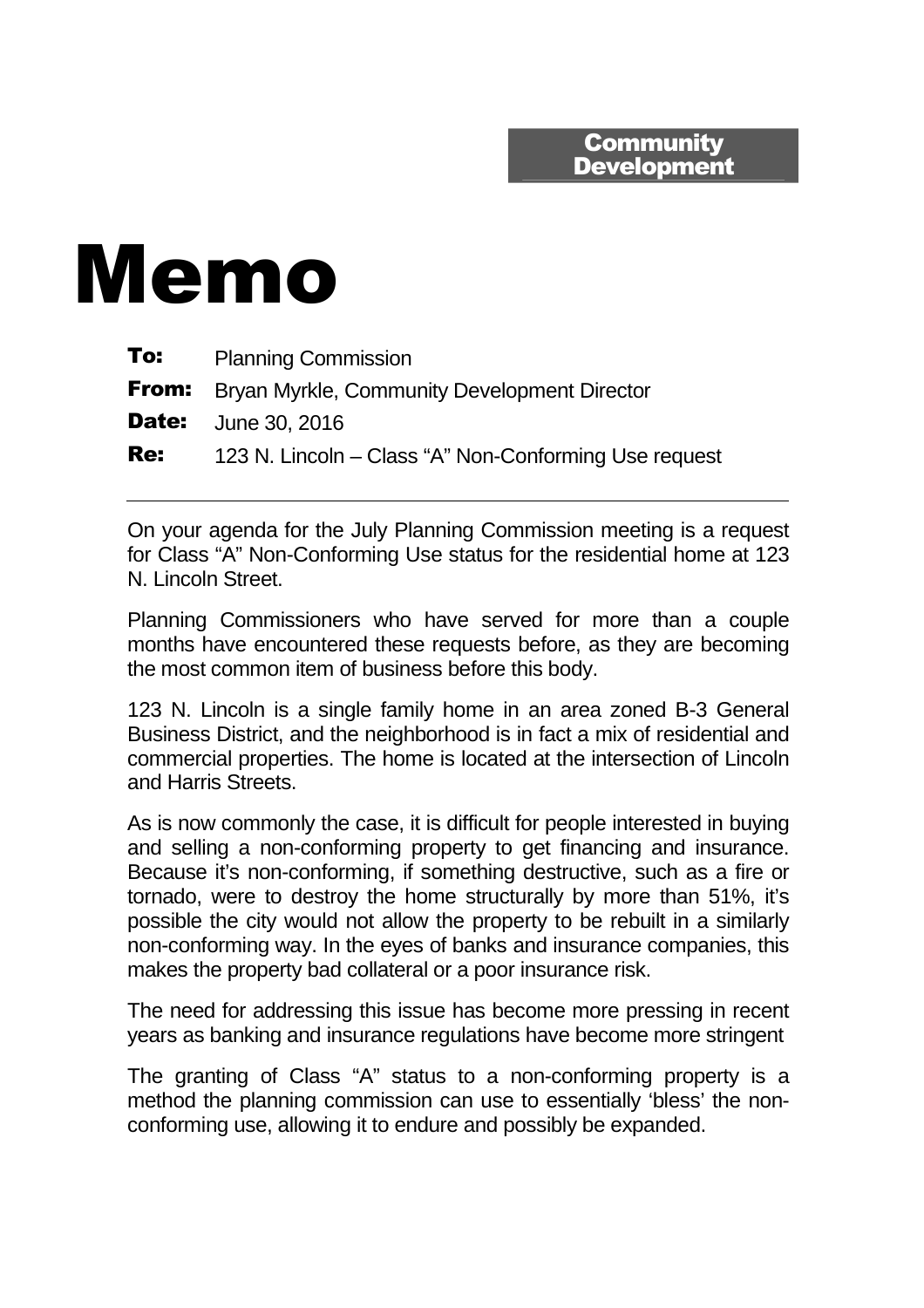**Community Development**

# Memo

**To:** Planning Commission

**From:** Bryan Myrkle, Community Development Director

**Date:** June 30, 2016

**Re:** 123 N. Lincoln – Class "A" Non-Conforming Use request

---

On your agenda for the July Planning Commission meeting is a request for Class "A" Non-Conforming Use status for the residential home at 123 N. Lincoln Street.

Planning Commissioners who have served for more than a couple months have encountered these requests before, as they are becoming the most common item of business before this body.

123 N. Lincoln is a single family home in an area zoned B-3 General Business District, and the neighborhood is in fact a mix of residential and commercial properties. The home is located at the intersection of Lincoln and Harris Streets.

As is now commonly the case, it is difficult for people interested in buying and selling a non-conforming property to get financing and insurance. Because it's non-conforming, if something destructive, such as a fire or tornado, were to destroy the home structurally by more than 51%, it's possible the city would not allow the property to be rebuilt in a similarly non-conforming way. In the eyes of banks and insurance companies, this makes the property bad collateral or a poor insurance risk.

The need for addressing this issue has become more pressing in recent years as banking and insurance regulations have become more stringent

The granting of Class "A" status to a non-conforming property is a method the planning commission can use to essentially 'bless' the non-conforming use, allowing it to endure and possibly be expanded.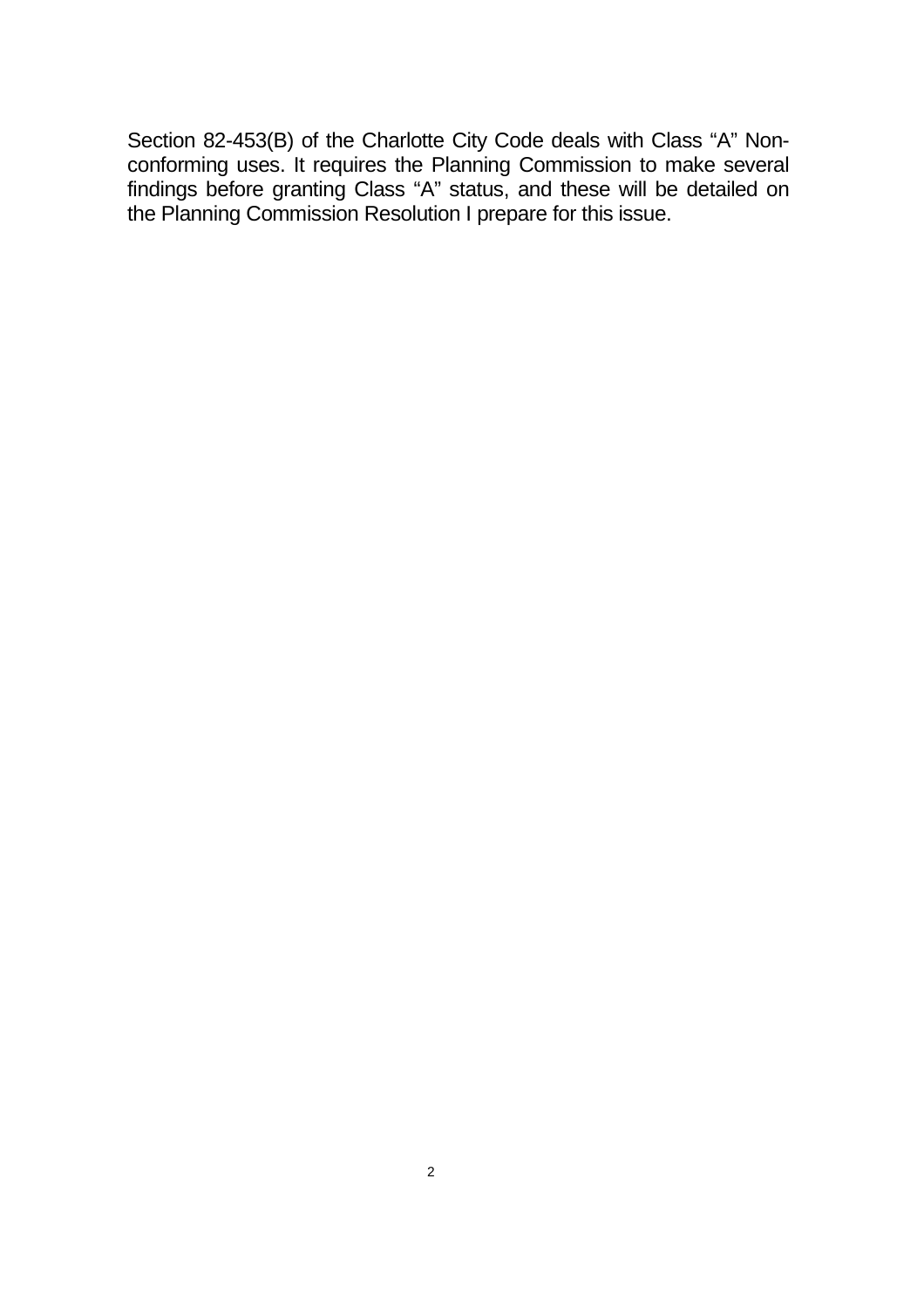Section 82-453(B) of the Charlotte City Code deals with Class "A" Non-conforming uses. It requires the Planning Commission to make several findings before granting Class "A" status, and these will be detailed on the Planning Commission Resolution I prepare for this issue.